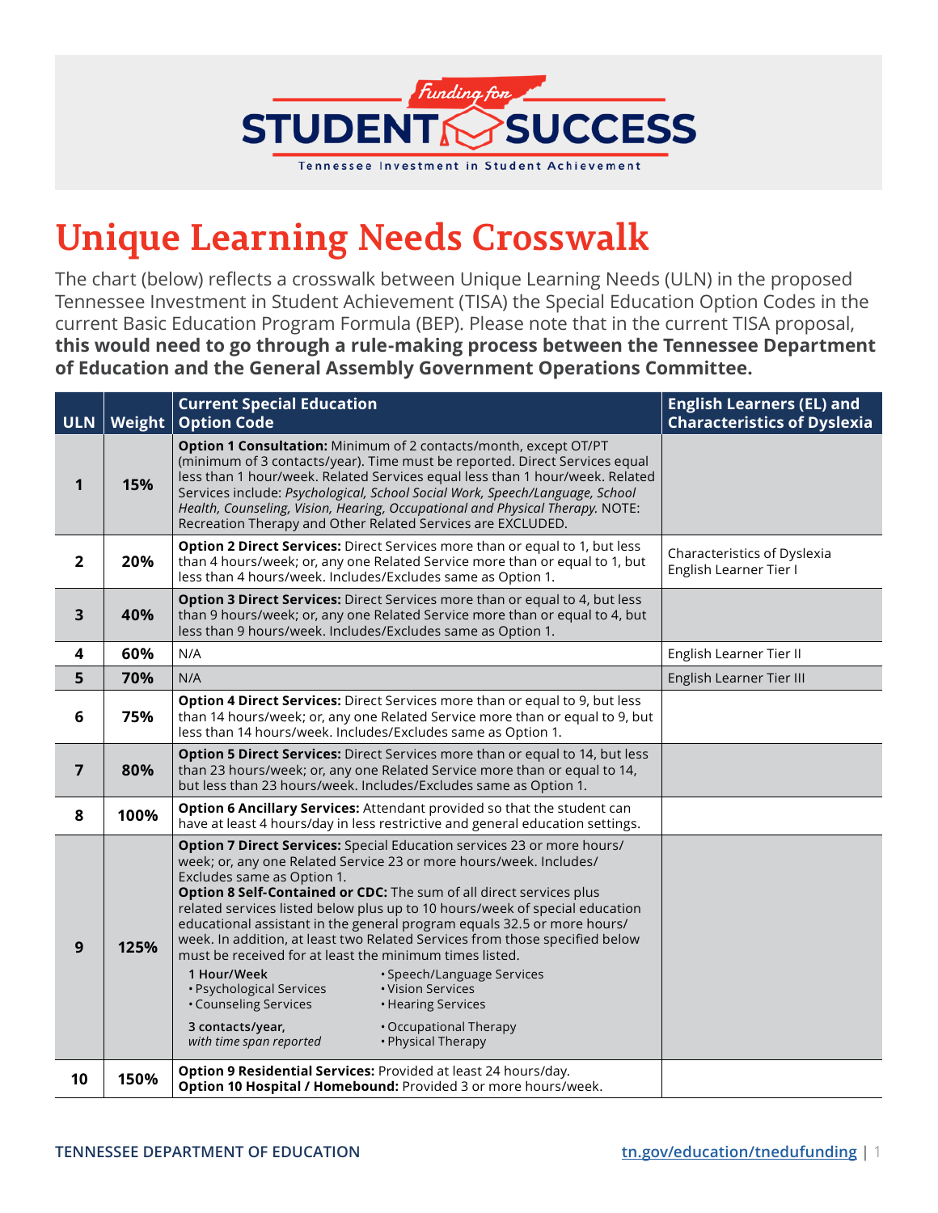Funding for

STUDENT SUCCESS

Tennessee Investment in Student Achievement

# Unique Learning Needs Crosswalk

The chart (below) reflects a crosswalk between Unique Learning Needs (ULN) in the proposed Tennessee Investment in Student Achievement (TISA) the Special Education Option Codes in the current Basic Education Program Formula (BEP). Please note that in the current TISA proposal, **this would need to go through a rule-making process between the Tennessee Department of Education and the General Assembly Government Operations Committee.**

| ULN | Weight | Current Special Education Option Code | English Learners (EL) and Characteristics of Dyslexia |
|---|---|---|---|
| 1 | 15% | **Option 1 Consultation:** Minimum of 2 contacts/month, except OT/PT (minimum of 3 contacts/year). Time must be reported. Direct Services equal less than 1 hour/week. Related Services equal less than 1 hour/week. Related Services include: *Psychological, School Social Work, Speech/Language, School Health, Counseling, Vision, Hearing, Occupational and Physical Therapy.* NOTE: Recreation Therapy and Other Related Services are EXCLUDED. | |
| 2 | 20% | **Option 2 Direct Services:** Direct Services more than or equal to 1, but less than 4 hours/week; or, any one Related Service more than or equal to 1, but less than 4 hours/week. Includes/Excludes same as Option 1. | Characteristics of Dyslexia<br>English Learner Tier I |
| 3 | 40% | **Option 3 Direct Services:** Direct Services more than or equal to 4, but less than 9 hours/week; or, any one Related Service more than or equal to 4, but less than 9 hours/week. Includes/Excludes same as Option 1. | |
| 4 | 60% | N/A | English Learner Tier II |
| 5 | 70% | N/A | English Learner Tier III |
| 6 | 75% | **Option 4 Direct Services:** Direct Services more than or equal to 9, but less than 14 hours/week; or, any one Related Service more than or equal to 9, but less than 14 hours/week. Includes/Excludes same as Option 1. | |
| 7 | 80% | **Option 5 Direct Services:** Direct Services more than or equal to 14, but less than 23 hours/week; or, any one Related Service more than or equal to 14, but less than 23 hours/week. Includes/Excludes same as Option 1. | |
| 8 | 100% | **Option 6 Ancillary Services:** Attendant provided so that the student can have at least 4 hours/day in less restrictive and general education settings. | |
| 9 | 125% | **Option 7 Direct Services:** Special Education services 23 or more hours/week; or, any one Related Service 23 or more hours/week. Includes/Excludes same as Option 1.<br>**Option 8 Self-Contained or CDC:** The sum of all direct services plus related services listed below plus up to 10 hours/week of special education educational assistant in the general program equals 32.5 or more hours/week. In addition, at least two Related Services from those specified below must be received for at least the minimum times listed.<br>**1 Hour/Week**<br>• Psychological Services<br>• Counseling Services<br>• Speech/Language Services<br>• Vision Services<br>• Hearing Services<br>**3 contacts/year,** *with time span reported*<br>• Occupational Therapy<br>• Physical Therapy | |
| 10 | 150% | **Option 9 Residential Services:** Provided at least 24 hours/day.<br>**Option 10 Hospital / Homebound:** Provided 3 or more hours/week. | |

TENNESSEE DEPARTMENT OF EDUCATION

tn.gov/education/tnedufunding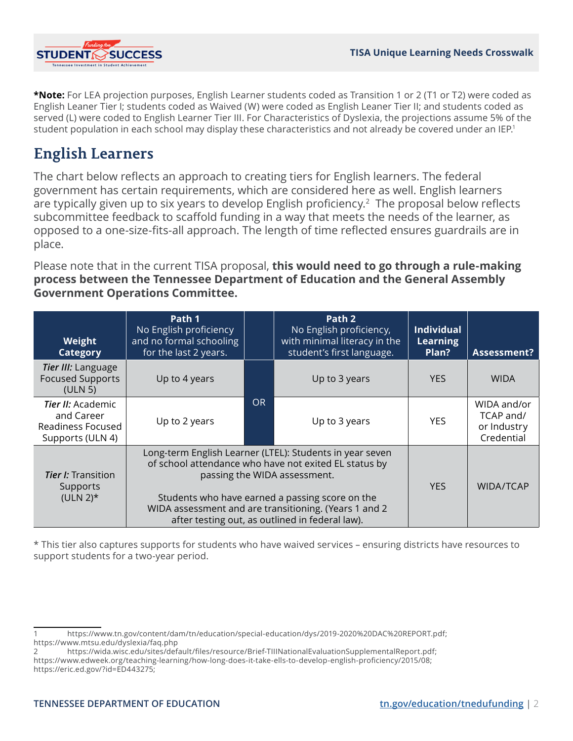***Note:** For LEA projection purposes, English Learner students coded as Transition 1 or 2 (T1 or T2) were coded as English Leaner Tier I; students coded as Waived (W) were coded as English Leaner Tier II; and students coded as served (L) were coded to English Learner Tier III. For Characteristics of Dyslexia, the projections assume 5% of the student population in each school may display these characteristics and not already be covered under an IEP.[1]

## English Learners

The chart below reflects an approach to creating tiers for English learners. The federal government has certain requirements, which are considered here as well. English learners are typically given up to six years to develop English proficiency.[2] The proposal below reflects subcommittee feedback to scaffold funding in a way that meets the needs of the learner, as opposed to a one-size-fits-all approach. The length of time reflected ensures guardrails are in place.

Please note that in the current TISA proposal, **this would need to go through a rule-making process between the Tennessee Department of Education and the General Assembly Government Operations Committee.**

| Weight Category | Path 1 No English proficiency and no formal schooling for the last 2 years. | | Path 2 No English proficiency, with minimal literacy in the student's first language. | Individual Learning Plan? | Assessment? |
|---|---|---|---|---|---|
| ***Tier III:*** Language Focused Supports (ULN 5) | Up to 4 years | OR | Up to 3 years | YES | WIDA |
| ***Tier II:*** Academic and Career Readiness Focused Supports (ULN 4) | Up to 2 years | | Up to 3 years | YES | WIDA and/or TCAP and/or Industry Credential |
| ***Tier I:*** Transition Supports (ULN 2)* | Long-term English Learner (LTEL): Students in year seven of school attendance who have not exited EL status by passing the WIDA assessment.<br><br>Students who have earned a passing score on the WIDA assessment and are transitioning. (Years 1 and 2 after testing out, as outlined in federal law). | | | YES | WIDA/TCAP |

* This tier also captures supports for students who have waived services – ensuring districts have resources to support students for a two-year period.

---

1 https://www.tn.gov/content/dam/tn/education/special-education/dys/2019-2020%20DAC%20REPORT.pdf; https://www.mtsu.edu/dyslexia/faq.php

2 https://wida.wisc.edu/sites/default/files/resource/Brief-TIIINationalEvaluationSupplementalReport.pdf; https://www.edweek.org/teaching-learning/how-long-does-it-take-ells-to-develop-english-proficiency/2015/08; https://eric.ed.gov/?id=ED443275;